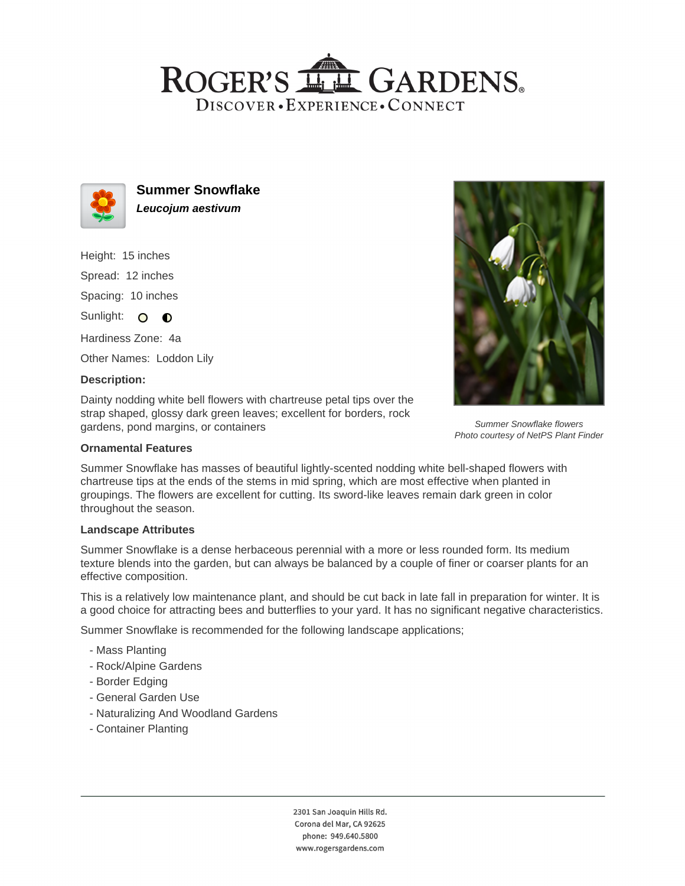# ROGER'S GARDENS

DISCOVER • EXPERIENCE • CONNECT

## Summer Snowflake

***Leucojum aestivum***

Height: 15 inches

Spread: 12 inches

Spacing: 10 inches

Sunlight:

Hardiness Zone: 4a

Other Names: Loddon Lily

### Description:

Dainty nodding white bell flowers with chartreuse petal tips over the strap shaped, glossy dark green leaves; excellent for borders, rock gardens, pond margins, or containers

*Summer Snowflake flowers*
*Photo courtesy of NetPS Plant Finder*

### Ornamental Features

Summer Snowflake has masses of beautiful lightly-scented nodding white bell-shaped flowers with chartreuse tips at the ends of the stems in mid spring, which are most effective when planted in groupings. The flowers are excellent for cutting. Its sword-like leaves remain dark green in color throughout the season.

### Landscape Attributes

Summer Snowflake is a dense herbaceous perennial with a more or less rounded form. Its medium texture blends into the garden, but can always be balanced by a couple of finer or coarser plants for an effective composition.

This is a relatively low maintenance plant, and should be cut back in late fall in preparation for winter. It is a good choice for attracting bees and butterflies to your yard. It has no significant negative characteristics.

Summer Snowflake is recommended for the following landscape applications;

- Mass Planting
- Rock/Alpine Gardens
- Border Edging
- General Garden Use
- Naturalizing And Woodland Gardens
- Container Planting

2301 San Joaquin Hills Rd.
Corona del Mar, CA 92625
phone: 949.640.5800
www.rogersgardens.com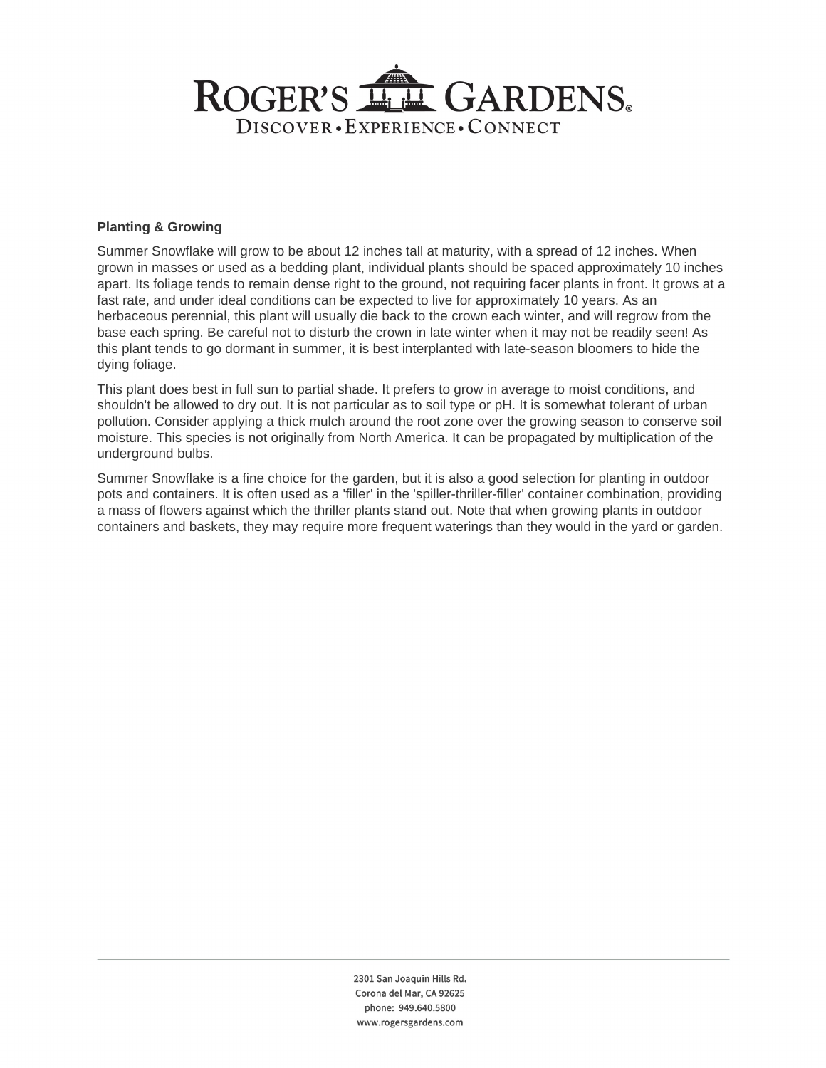**Planting & Growing**

Summer Snowflake will grow to be about 12 inches tall at maturity, with a spread of 12 inches. When grown in masses or used as a bedding plant, individual plants should be spaced approximately 10 inches apart. Its foliage tends to remain dense right to the ground, not requiring facer plants in front. It grows at a fast rate, and under ideal conditions can be expected to live for approximately 10 years. As an herbaceous perennial, this plant will usually die back to the crown each winter, and will regrow from the base each spring. Be careful not to disturb the crown in late winter when it may not be readily seen! As this plant tends to go dormant in summer, it is best interplanted with late-season bloomers to hide the dying foliage.

This plant does best in full sun to partial shade. It prefers to grow in average to moist conditions, and shouldn't be allowed to dry out. It is not particular as to soil type or pH. It is somewhat tolerant of urban pollution. Consider applying a thick mulch around the root zone over the growing season to conserve soil moisture. This species is not originally from North America. It can be propagated by multiplication of the underground bulbs.

Summer Snowflake is a fine choice for the garden, but it is also a good selection for planting in outdoor pots and containers. It is often used as a 'filler' in the 'spiller-thriller-filler' container combination, providing a mass of flowers against which the thriller plants stand out. Note that when growing plants in outdoor containers and baskets, they may require more frequent waterings than they would in the yard or garden.